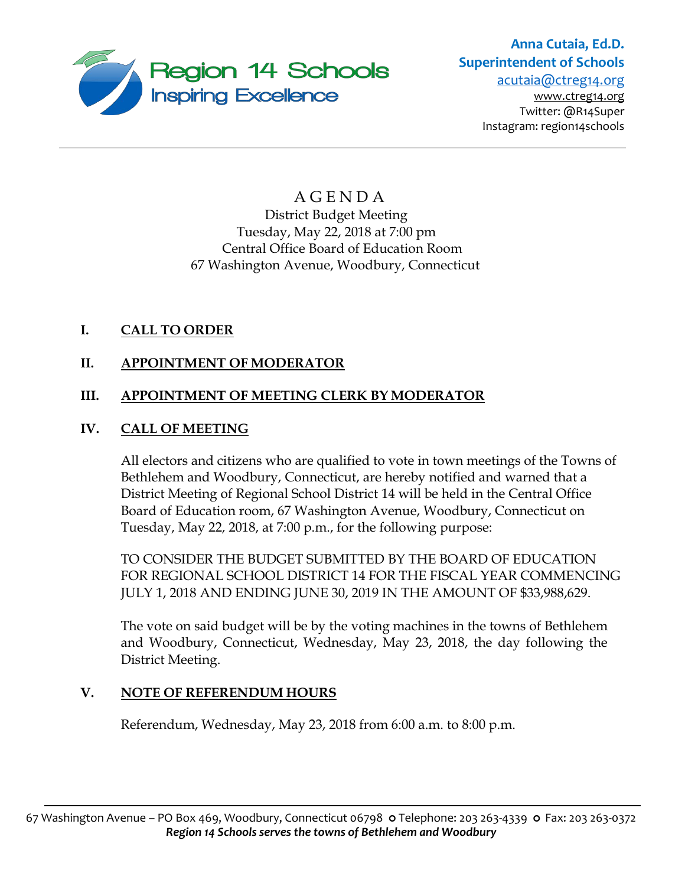**Region 14 Schools**
Inspiring Excellence

**Anna Cutaia, Ed.D.**
**Superintendent of Schools**
acutaia@ctreg14.org
www.ctreg14.org
Twitter: @R14Super
Instagram: region14schools

---

# A G E N D A

District Budget Meeting
Tuesday, May 22, 2018 at 7:00 pm
Central Office Board of Education Room
67 Washington Avenue, Woodbury, Connecticut

## I. CALL TO ORDER

## II. APPOINTMENT OF MODERATOR

## III. APPOINTMENT OF MEETING CLERK BY MODERATOR

## IV. CALL OF MEETING

All electors and citizens who are qualified to vote in town meetings of the Towns of Bethlehem and Woodbury, Connecticut, are hereby notified and warned that a District Meeting of Regional School District 14 will be held in the Central Office Board of Education room, 67 Washington Avenue, Woodbury, Connecticut on Tuesday, May 22, 2018, at 7:00 p.m., for the following purpose:

TO CONSIDER THE BUDGET SUBMITTED BY THE BOARD OF EDUCATION FOR REGIONAL SCHOOL DISTRICT 14 FOR THE FISCAL YEAR COMMENCING JULY 1, 2018 AND ENDING JUNE 30, 2019 IN THE AMOUNT OF $33,988,629.

The vote on said budget will be by the voting machines in the towns of Bethlehem and Woodbury, Connecticut, Wednesday, May 23, 2018, the day following the District Meeting.

## V. NOTE OF REFERENDUM HOURS

Referendum, Wednesday, May 23, 2018 from 6:00 a.m. to 8:00 p.m.

---

67 Washington Avenue – PO Box 469, Woodbury, Connecticut 06798 o Telephone: 203 263-4339 o Fax: 203 263-0372
***Region 14 Schools serves the towns of Bethlehem and Woodbury***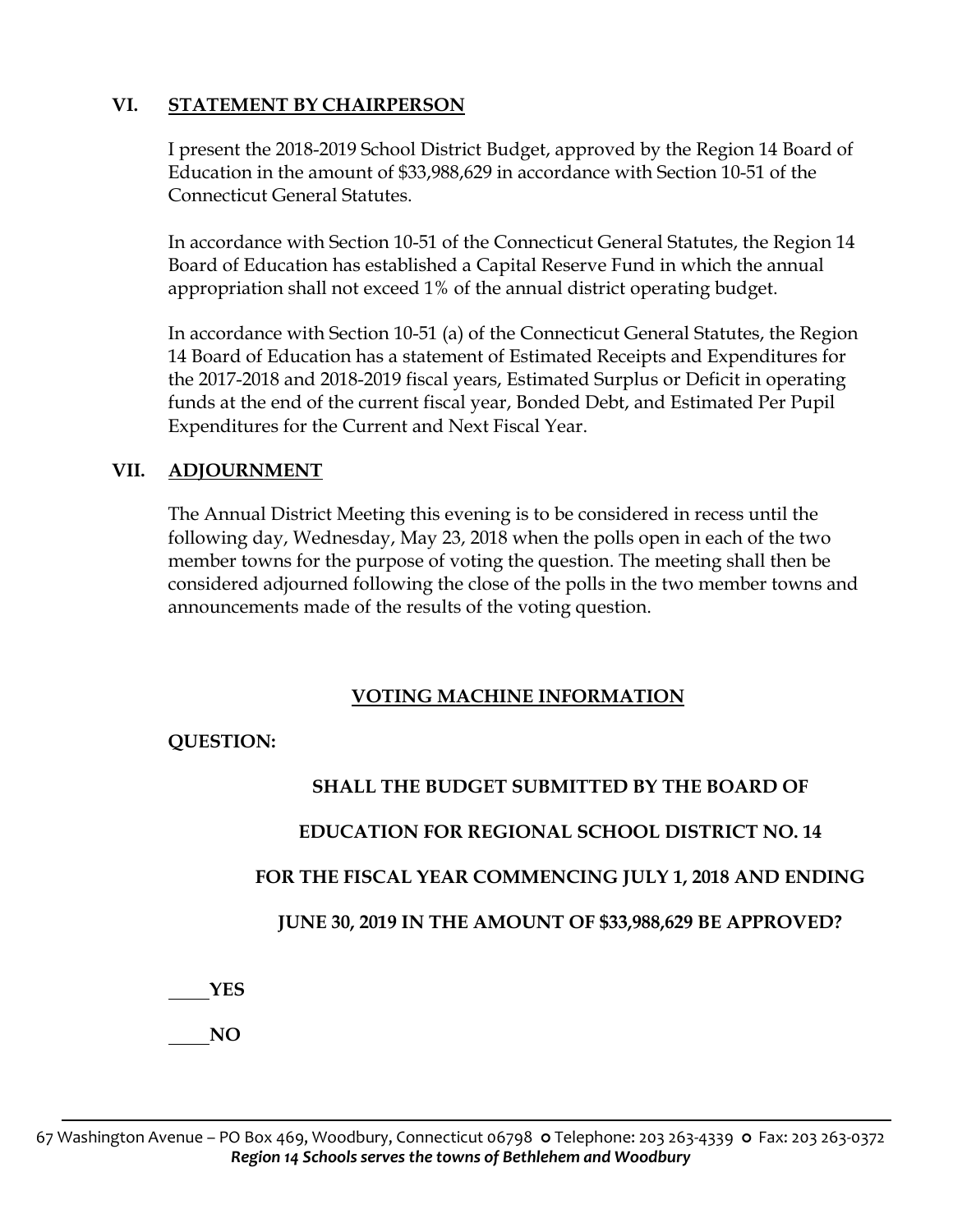## VI. STATEMENT BY CHAIRPERSON

I present the 2018-2019 School District Budget, approved by the Region 14 Board of Education in the amount of $33,988,629 in accordance with Section 10-51 of the Connecticut General Statutes.

In accordance with Section 10-51 of the Connecticut General Statutes, the Region 14 Board of Education has established a Capital Reserve Fund in which the annual appropriation shall not exceed 1% of the annual district operating budget.

In accordance with Section 10-51 (a) of the Connecticut General Statutes, the Region 14 Board of Education has a statement of Estimated Receipts and Expenditures for the 2017-2018 and 2018-2019 fiscal years, Estimated Surplus or Deficit in operating funds at the end of the current fiscal year, Bonded Debt, and Estimated Per Pupil Expenditures for the Current and Next Fiscal Year.

## VII. ADJOURNMENT

The Annual District Meeting this evening is to be considered in recess until the following day, Wednesday, May 23, 2018 when the polls open in each of the two member towns for the purpose of voting the question. The meeting shall then be considered adjourned following the close of the polls in the two member towns and announcements made of the results of the voting question.

## VOTING MACHINE INFORMATION

**QUESTION:**

**SHALL THE BUDGET SUBMITTED BY THE BOARD OF EDUCATION FOR REGIONAL SCHOOL DISTRICT NO. 14 FOR THE FISCAL YEAR COMMENCING JULY 1, 2018 AND ENDING JUNE 30, 2019 IN THE AMOUNT OF $33,988,629 BE APPROVED?**

____**YES**

____**NO**

67 Washington Avenue – PO Box 469, Woodbury, Connecticut 06798 o Telephone: 203 263-4339 o Fax: 203 263-0372
***Region 14 Schools serves the towns of Bethlehem and Woodbury***